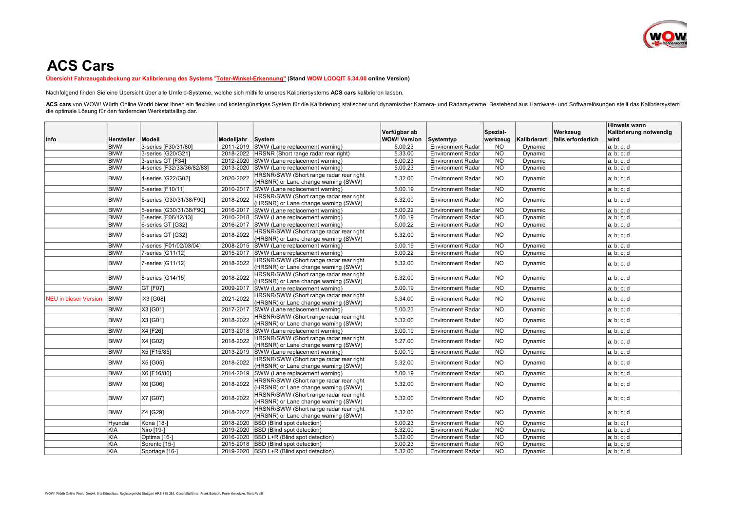# ACS Cars

**Übersicht Fahrzeugabdeckung zur Kalibrierung des Systems "Toter-Winkel-Erkennung" (Stand WOW LOOQIT 5.34.00 online Version)**

Nachfolgend finden Sie eine Übersicht über alle Umfeld-Systeme, welche sich mithilfe unseres Kalibriersystems **ACS cars** kalibrieren lassen.

**ACS cars** von WOW! Würth Online World bietet Ihnen ein flexibles und kostengünstiges System für die Kalibrierung statischer und dynamischer Kamera- und Radarsysteme. Bestehend aus Hardware- und Softwarelösungen stellt das Kalibriersystem die optimale Lösung für den fordernden Werkstattalltag dar.

| Info | Hersteller | Modell | Modelljahr | System | Verfügbar ab WOW! Version | Systemtyp | Spezial-werkzeug | Kalibrierart | Werkzeug falls erforderlich | Hinweis wann Kalibrierung notwendig wird |
|---|---|---|---|---|---|---|---|---|---|---|
| | BMW | 3-series [F30/31/80] | 2011-2019 | SWW (Lane replacement warning) | 5.00.23 | Environment Radar | NO | Dynamic | | a; b; c; d |
| | BMW | 3-series [G20/G21] | 2018-2022 | HRSNR (Short range radar rear right) | 5.33.00 | Environment Radar | NO | Dynamic | | a; b; c; d |
| | BMW | 3-series GT [F34] | 2012-2020 | SWW (Lane replacement warning) | 5.00.23 | Environment Radar | NO | Dynamic | | a; b; c; d |
| | BMW | 4-series [F32/33/36/82/83] | 2013-2020 | SWW (Lane replacement warning) | 5.00.23 | Environment Radar | NO | Dynamic | | a; b; c; d |
| | BMW | 4-series [G22/G82] | 2020-2022 | HRSNR/SWW (Short range radar rear right (HRSNR) or Lane change warning (SWW) | 5.32.00 | Environment Radar | NO | Dynamic | | a; b; c; d |
| | BMW | 5-series [F10/11] | 2010-2017 | SWW (Lane replacement warning) | 5.00.19 | Environment Radar | NO | Dynamic | | a; b; c; d |
| | BMW | 5-series [G30/31/38/F90] | 2018-2022 | HRSNR/SWW (Short range radar rear right (HRSNR) or Lane change warning (SWW) | 5.32.00 | Environment Radar | NO | Dynamic | | a; b; c; d |
| | BMW | 5-series [G30/31/38/F90] | 2016-2017 | SWW (Lane replacement warning) | 5.00.22 | Environment Radar | NO | Dynamic | | a; b; c; d |
| | BMW | 6-series [F06/12/13] | 2010-2018 | SWW (Lane replacement warning) | 5.00.19 | Environment Radar | NO | Dynamic | | a; b; c; d |
| | BMW | 6-series GT [G32] | 2016-2017 | SWW (Lane replacement warning) | 5.00.22 | Environment Radar | NO | Dynamic | | a; b; c; d |
| | BMW | 6-series GT [G32] | 2018-2022 | HRSNR/SWW (Short range radar rear right (HRSNR) or Lane change warning (SWW) | 5.32.00 | Environment Radar | NO | Dynamic | | a; b; c; d |
| | BMW | 7-series [F01/02/03/04] | 2008-2015 | SWW (Lane replacement warning) | 5.00.19 | Environment Radar | NO | Dynamic | | a; b; c; d |
| | BMW | 7-series [G11/12] | 2015-2017 | SWW (Lane replacement warning) | 5.00.22 | Environment Radar | NO | Dynamic | | a; b; c; d |
| | BMW | 7-series [G11/12] | 2018-2022 | HRSNR/SWW (Short range radar rear right (HRSNR) or Lane change warning (SWW) | 5.32.00 | Environment Radar | NO | Dynamic | | a; b; c; d |
| | BMW | 8-series [G14/15] | 2018-2022 | HRSNR/SWW (Short range radar rear right (HRSNR) or Lane change warning (SWW) | 5.32.00 | Environment Radar | NO | Dynamic | | a; b; c; d |
| | BMW | GT [F07] | 2009-2017 | SWW (Lane replacement warning) | 5.00.19 | Environment Radar | NO | Dynamic | | a; b; c; d |
| NEU in dieser Version | BMW | iX3 [G08] | 2021-2022 | HRSNR/SWW (Short range radar rear right (HRSNR) or Lane change warning (SWW) | 5.34.00 | Environment Radar | NO | Dynamic | | a; b; c; d |
| | BMW | X3 [G01] | 2017-2017 | SWW (Lane replacement warning) | 5.00.23 | Environment Radar | NO | Dynamic | | a; b; c; d |
| | BMW | X3 [G01] | 2018-2022 | HRSNR/SWW (Short range radar rear right (HRSNR) or Lane change warning (SWW) | 5.32.00 | Environment Radar | NO | Dynamic | | a; b; c; d |
| | BMW | X4 [F26] | 2013-2018 | SWW (Lane replacement warning) | 5.00.19 | Environment Radar | NO | Dynamic | | a; b; c; d |
| | BMW | X4 [G02] | 2018-2022 | HRSNR/SWW (Short range radar rear right (HRSNR) or Lane change warning (SWW) | 5.27.00 | Environment Radar | NO | Dynamic | | a; b; c; d |
| | BMW | X5 [F15/85] | 2013-2019 | SWW (Lane replacement warning) | 5.00.19 | Environment Radar | NO | Dynamic | | a; b; c; d |
| | BMW | X5 [G05] | 2018-2022 | HRSNR/SWW (Short range radar rear right (HRSNR) or Lane change warning (SWW) | 5.32.00 | Environment Radar | NO | Dynamic | | a; b; c; d |
| | BMW | X6 [F16/86] | 2014-2019 | SWW (Lane replacement warning) | 5.00.19 | Environment Radar | NO | Dynamic | | a; b; c; d |
| | BMW | X6 [G06] | 2018-2022 | HRSNR/SWW (Short range radar rear right (HRSNR) or Lane change warning (SWW) | 5.32.00 | Environment Radar | NO | Dynamic | | a; b; c; d |
| | BMW | X7 [G07] | 2018-2022 | HRSNR/SWW (Short range radar rear right (HRSNR) or Lane change warning (SWW) | 5.32.00 | Environment Radar | NO | Dynamic | | a; b; c; d |
| | BMW | Z4 [G29] | 2018-2022 | HRSNR/SWW (Short range radar rear right (HRSNR) or Lane change warning (SWW) | 5.32.00 | Environment Radar | NO | Dynamic | | a; b; c; d |
| | Hyundai | Kona [18-] | 2018-2020 | BSD (Blind spot detection) | 5.00.23 | Environment Radar | NO | Dynamic | | a; b; d; f |
| | KIA | Niro [19-] | 2019-2020 | BSD (Blind spot detection) | 5.32.00 | Environment Radar | NO | Dynamic | | a; b; c; d |
| | KIA | Optima [16-] | 2016-2020 | BSD L+R (Blind spot detection) | 5.32.00 | Environment Radar | NO | Dynamic | | a; b; c; d |
| | KIA | Sorento [15-] | 2015-2018 | BSD (Blind spot detection) | 5.00.23 | Environment Radar | NO | Dynamic | | a; b; c; d |
| | KIA | Sportage [16-] | 2019-2020 | BSD L+R (Blind spot detection) | 5.32.00 | Environment Radar | NO | Dynamic | | a; b; c; d |

WOW! Würth Online World GmbH, Sitz Künzelsau, Registergericht Stuttgart HRB 738 283, Geschäftsführer: Frank Bartsch, Frank Konietzke, Mario Weiß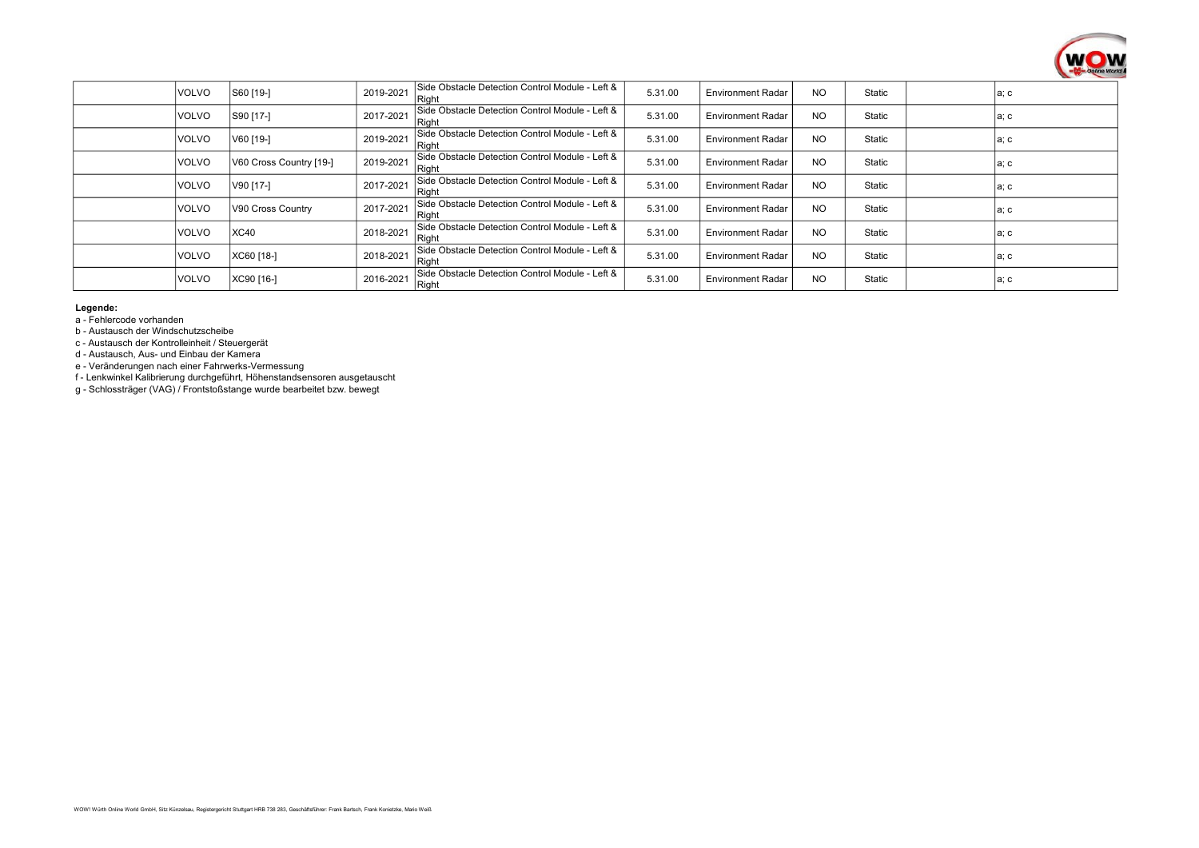| | | | | | | | | | | |
|---|---|---|---|---|---|---|---|---|---|---|
| | VOLVO | S60 [19-] | 2019-2021 | Side Obstacle Detection Control Module - Left & Right | 5.31.00 | Environment Radar | NO | Static | | a; c |
| | VOLVO | S90 [17-] | 2017-2021 | Side Obstacle Detection Control Module - Left & Right | 5.31.00 | Environment Radar | NO | Static | | a; c |
| | VOLVO | V60 [19-] | 2019-2021 | Side Obstacle Detection Control Module - Left & Right | 5.31.00 | Environment Radar | NO | Static | | a; c |
| | VOLVO | V60 Cross Country [19-] | 2019-2021 | Side Obstacle Detection Control Module - Left & Right | 5.31.00 | Environment Radar | NO | Static | | a; c |
| | VOLVO | V90 [17-] | 2017-2021 | Side Obstacle Detection Control Module - Left & Right | 5.31.00 | Environment Radar | NO | Static | | a; c |
| | VOLVO | V90 Cross Country | 2017-2021 | Side Obstacle Detection Control Module - Left & Right | 5.31.00 | Environment Radar | NO | Static | | a; c |
| | VOLVO | XC40 | 2018-2021 | Side Obstacle Detection Control Module - Left & Right | 5.31.00 | Environment Radar | NO | Static | | a; c |
| | VOLVO | XC60 [18-] | 2018-2021 | Side Obstacle Detection Control Module - Left & Right | 5.31.00 | Environment Radar | NO | Static | | a; c |
| | VOLVO | XC90 [16-] | 2016-2021 | Side Obstacle Detection Control Module - Left & Right | 5.31.00 | Environment Radar | NO | Static | | a; c |

**Legende:**

a - Fehlercode vorhanden
b - Austausch der Windschutzscheibe
c - Austausch der Kontrolleinheit / Steuergerät
d - Austausch, Aus- und Einbau der Kamera
e - Veränderungen nach einer Fahrwerks-Vermessung
f - Lenkwinkel Kalibrierung durchgeführt, Höhenstandsensoren ausgetauscht
g - Schlossträger (VAG) / Frontstoßstange wurde bearbeitet bzw. bewegt

WOW! Würth Online World GmbH, Sitz Künzelsau, Registergericht Stuttgart HRB 738 283, Geschäftsführer: Frank Bartsch, Frank Konietzke, Mario Weiß